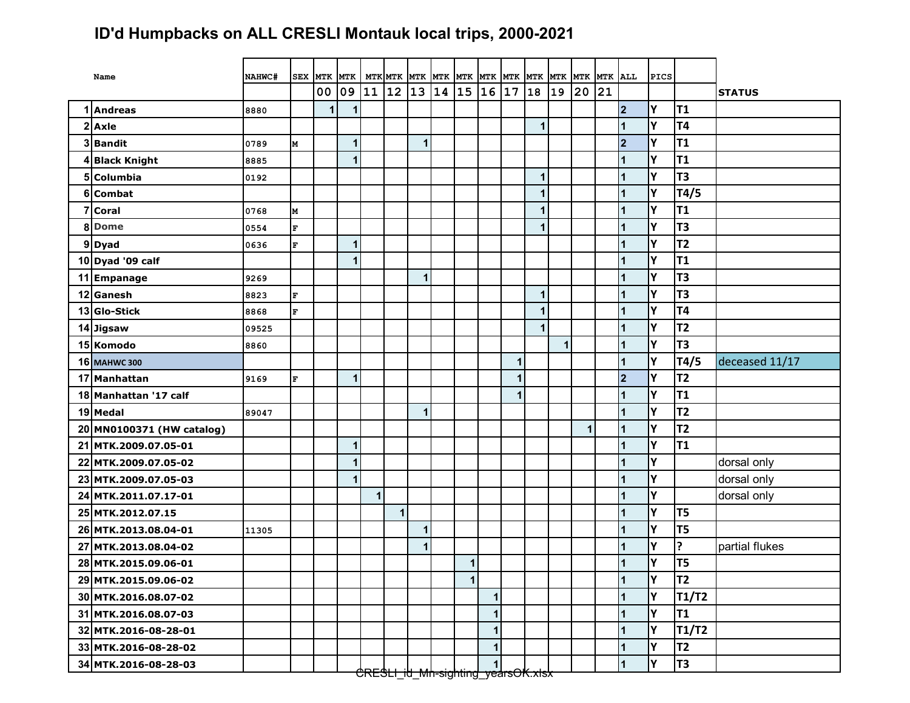# ID'd Humpbacks on ALL CRESLI Montauk local trips, 2000-2021

| | Name | NAHWC# | SEX | MTK 00 | MTK 09 | MTK 11 | MTK 12 | MTK 13 | MTK 14 | MTK 15 | MTK 16 | MTK 17 | MTK 18 | MTK 19 | MTK 20 | MTK 21 | ALL | PICS | | STATUS |
|---|---|---|---|---|---|---|---|---|---|---|---|---|---|---|---|---|---|---|---|---|
| 1 | Andreas | 8880 | | 1 | 1 | | | | | | | | | | | | 2 | Y | T1 | |
| 2 | Axle | | | | | | | | | | | | 1 | | | | 1 | Y | T4 | |
| 3 | Bandit | 0789 | M | | 1 | | | 1 | | | | | | | | | 2 | Y | T1 | |
| 4 | Black Knight | 8885 | | | 1 | | | | | | | | | | | | 1 | Y | T1 | |
| 5 | Columbia | 0192 | | | | | | | | | | | 1 | | | | 1 | Y | T3 | |
| 6 | Combat | | | | | | | | | | | | 1 | | | | 1 | Y | T4/5 | |
| 7 | Coral | 0768 | M | | | | | | | | | | 1 | | | | 1 | Y | T1 | |
| 8 | Dome | 0554 | F | | | | | | | | | | 1 | | | | 1 | Y | T3 | |
| 9 | Dyad | 0636 | F | | 1 | | | | | | | | | | | | 1 | Y | T2 | |
| 10 | Dyad '09 calf | | | | 1 | | | | | | | | | | | | 1 | Y | T1 | |
| 11 | Empanage | 9269 | | | | | | 1 | | | | | | | | | 1 | Y | T3 | |
| 12 | Ganesh | 8823 | F | | | | | | | | | | 1 | | | | 1 | Y | T3 | |
| 13 | Glo-Stick | 8868 | F | | | | | | | | | | 1 | | | | 1 | Y | T4 | |
| 14 | Jigsaw | 09525 | | | | | | | | | | | 1 | | | | 1 | Y | T2 | |
| 15 | Komodo | 8860 | | | | | | | | | | | | 1 | | | 1 | Y | T3 | |
| 16 | MAHWC 300 | | | | | | | | | | | 1 | | | | | 1 | Y | T4/5 | deceased 11/17 |
| 17 | Manhattan | 9169 | F | | 1 | | | | | | | 1 | | | | | 2 | Y | T2 | |
| 18 | Manhattan '17 calf | | | | | | | | | | | 1 | | | | | 1 | Y | T1 | |
| 19 | Medal | 89047 | | | | | | 1 | | | | | | | | | 1 | Y | T2 | |
| 20 | MN0100371 (HW catalog) | | | | | | | | | | | | | | 1 | | 1 | Y | T2 | |
| 21 | MTK.2009.07.05-01 | | | | 1 | | | | | | | | | | | | 1 | Y | T1 | |
| 22 | MTK.2009.07.05-02 | | | | 1 | | | | | | | | | | | | 1 | Y | | dorsal only |
| 23 | MTK.2009.07.05-03 | | | | 1 | | | | | | | | | | | | 1 | Y | | dorsal only |
| 24 | MTK.2011.07.17-01 | | | | | 1 | | | | | | | | | | | 1 | Y | | dorsal only |
| 25 | MTK.2012.07.15 | | | | | | 1 | | | | | | | | | | 1 | Y | T5 | |
| 26 | MTK.2013.08.04-01 | 11305 | | | | | | 1 | | | | | | | | | 1 | Y | T5 | |
| 27 | MTK.2013.08.04-02 | | | | | | | 1 | | | | | | | | | 1 | Y | ? | partial flukes |
| 28 | MTK.2015.09.06-01 | | | | | | | | | 1 | | | | | | | 1 | Y | T5 | |
| 29 | MTK.2015.09.06-02 | | | | | | | | | 1 | | | | | | | 1 | Y | T2 | |
| 30 | MTK.2016.08.07-02 | | | | | | | | | | 1 | | | | | | 1 | Y | T1/T2 | |
| 31 | MTK.2016.08.07-03 | | | | | | | | | | 1 | | | | | | 1 | Y | T1 | |
| 32 | MTK.2016-08-28-01 | | | | | | | | | | 1 | | | | | | 1 | Y | T1/T2 | |
| 33 | MTK.2016-08-28-02 | | | | | | | | | | 1 | | | | | | 1 | Y | T2 | |
| 34 | MTK.2016-08-28-03 | | | | | | | | | | 1 | | | | | | 1 | Y | T3 | |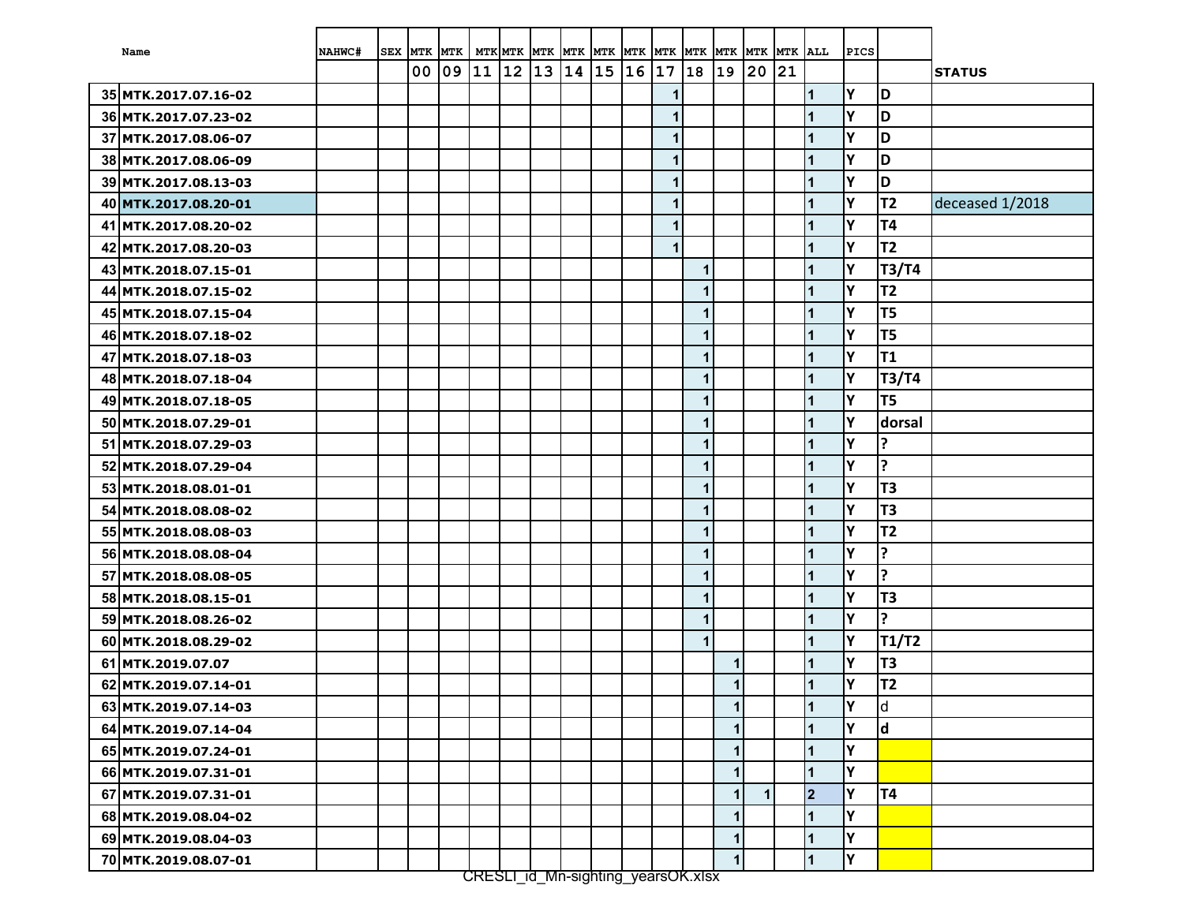|  | Name | NAHWC# | SEX | MTK 00 | MTK 09 | MTK 11 | MTK 12 | MTK 13 | MTK 14 | MTK 15 | MTK 16 | MTK 17 | MTK 18 | MTK 19 | MTK 20 | MTK 21 | ALL | PICS |  | STATUS |
|---|---|---|---|---|---|---|---|---|---|---|---|---|---|---|---|---|---|---|---|---|
| 35 | MTK.2017.07.16-02 |  |  |  |  |  |  |  |  |  |  | 1 |  |  |  |  | 1 | Y | D |  |
| 36 | MTK.2017.07.23-02 |  |  |  |  |  |  |  |  |  |  | 1 |  |  |  |  | 1 | Y | D |  |
| 37 | MTK.2017.08.06-07 |  |  |  |  |  |  |  |  |  |  | 1 |  |  |  |  | 1 | Y | D |  |
| 38 | MTK.2017.08.06-09 |  |  |  |  |  |  |  |  |  |  | 1 |  |  |  |  | 1 | Y | D |  |
| 39 | MTK.2017.08.13-03 |  |  |  |  |  |  |  |  |  |  | 1 |  |  |  |  | 1 | Y | D |  |
| 40 | MTK.2017.08.20-01 |  |  |  |  |  |  |  |  |  |  | 1 |  |  |  |  | 1 | Y | T2 | deceased 1/2018 |
| 41 | MTK.2017.08.20-02 |  |  |  |  |  |  |  |  |  |  | 1 |  |  |  |  | 1 | Y | T4 |  |
| 42 | MTK.2017.08.20-03 |  |  |  |  |  |  |  |  |  |  | 1 |  |  |  |  | 1 | Y | T2 |  |
| 43 | MTK.2018.07.15-01 |  |  |  |  |  |  |  |  |  |  |  | 1 |  |  |  | 1 | Y | T3/T4 |  |
| 44 | MTK.2018.07.15-02 |  |  |  |  |  |  |  |  |  |  |  | 1 |  |  |  | 1 | Y | T2 |  |
| 45 | MTK.2018.07.15-04 |  |  |  |  |  |  |  |  |  |  |  | 1 |  |  |  | 1 | Y | T5 |  |
| 46 | MTK.2018.07.18-02 |  |  |  |  |  |  |  |  |  |  |  | 1 |  |  |  | 1 | Y | T5 |  |
| 47 | MTK.2018.07.18-03 |  |  |  |  |  |  |  |  |  |  |  | 1 |  |  |  | 1 | Y | T1 |  |
| 48 | MTK.2018.07.18-04 |  |  |  |  |  |  |  |  |  |  |  | 1 |  |  |  | 1 | Y | T3/T4 |  |
| 49 | MTK.2018.07.18-05 |  |  |  |  |  |  |  |  |  |  |  | 1 |  |  |  | 1 | Y | T5 |  |
| 50 | MTK.2018.07.29-01 |  |  |  |  |  |  |  |  |  |  |  | 1 |  |  |  | 1 | Y | dorsal |  |
| 51 | MTK.2018.07.29-03 |  |  |  |  |  |  |  |  |  |  |  | 1 |  |  |  | 1 | Y | ? |  |
| 52 | MTK.2018.07.29-04 |  |  |  |  |  |  |  |  |  |  |  | 1 |  |  |  | 1 | Y | ? |  |
| 53 | MTK.2018.08.01-01 |  |  |  |  |  |  |  |  |  |  |  | 1 |  |  |  | 1 | Y | T3 |  |
| 54 | MTK.2018.08.08-02 |  |  |  |  |  |  |  |  |  |  |  | 1 |  |  |  | 1 | Y | T3 |  |
| 55 | MTK.2018.08.08-03 |  |  |  |  |  |  |  |  |  |  |  | 1 |  |  |  | 1 | Y | T2 |  |
| 56 | MTK.2018.08.08-04 |  |  |  |  |  |  |  |  |  |  |  | 1 |  |  |  | 1 | Y | ? |  |
| 57 | MTK.2018.08.08-05 |  |  |  |  |  |  |  |  |  |  |  | 1 |  |  |  | 1 | Y | ? |  |
| 58 | MTK.2018.08.15-01 |  |  |  |  |  |  |  |  |  |  |  | 1 |  |  |  | 1 | Y | T3 |  |
| 59 | MTK.2018.08.26-02 |  |  |  |  |  |  |  |  |  |  |  | 1 |  |  |  | 1 | Y | ? |  |
| 60 | MTK.2018.08.29-02 |  |  |  |  |  |  |  |  |  |  |  | 1 |  |  |  | 1 | Y | T1/T2 |  |
| 61 | MTK.2019.07.07 |  |  |  |  |  |  |  |  |  |  |  |  | 1 |  |  | 1 | Y | T3 |  |
| 62 | MTK.2019.07.14-01 |  |  |  |  |  |  |  |  |  |  |  |  | 1 |  |  | 1 | Y | T2 |  |
| 63 | MTK.2019.07.14-03 |  |  |  |  |  |  |  |  |  |  |  |  | 1 |  |  | 1 | Y | d |  |
| 64 | MTK.2019.07.14-04 |  |  |  |  |  |  |  |  |  |  |  |  | 1 |  |  | 1 | Y | d |  |
| 65 | MTK.2019.07.24-01 |  |  |  |  |  |  |  |  |  |  |  |  | 1 |  |  | 1 | Y |  |  |
| 66 | MTK.2019.07.31-01 |  |  |  |  |  |  |  |  |  |  |  |  | 1 |  |  | 1 | Y |  |  |
| 67 | MTK.2019.07.31-01 |  |  |  |  |  |  |  |  |  |  |  |  | 1 | 1 |  | 2 | Y | T4 |  |
| 68 | MTK.2019.08.04-02 |  |  |  |  |  |  |  |  |  |  |  |  | 1 |  |  | 1 | Y |  |  |
| 69 | MTK.2019.08.04-03 |  |  |  |  |  |  |  |  |  |  |  |  | 1 |  |  | 1 | Y |  |  |
| 70 | MTK.2019.08.07-01 |  |  |  |  |  |  |  |  |  |  |  |  | 1 |  |  | 1 | Y |  |  |

CRESLI_id_Mn-sighting_yearsOK.xlsx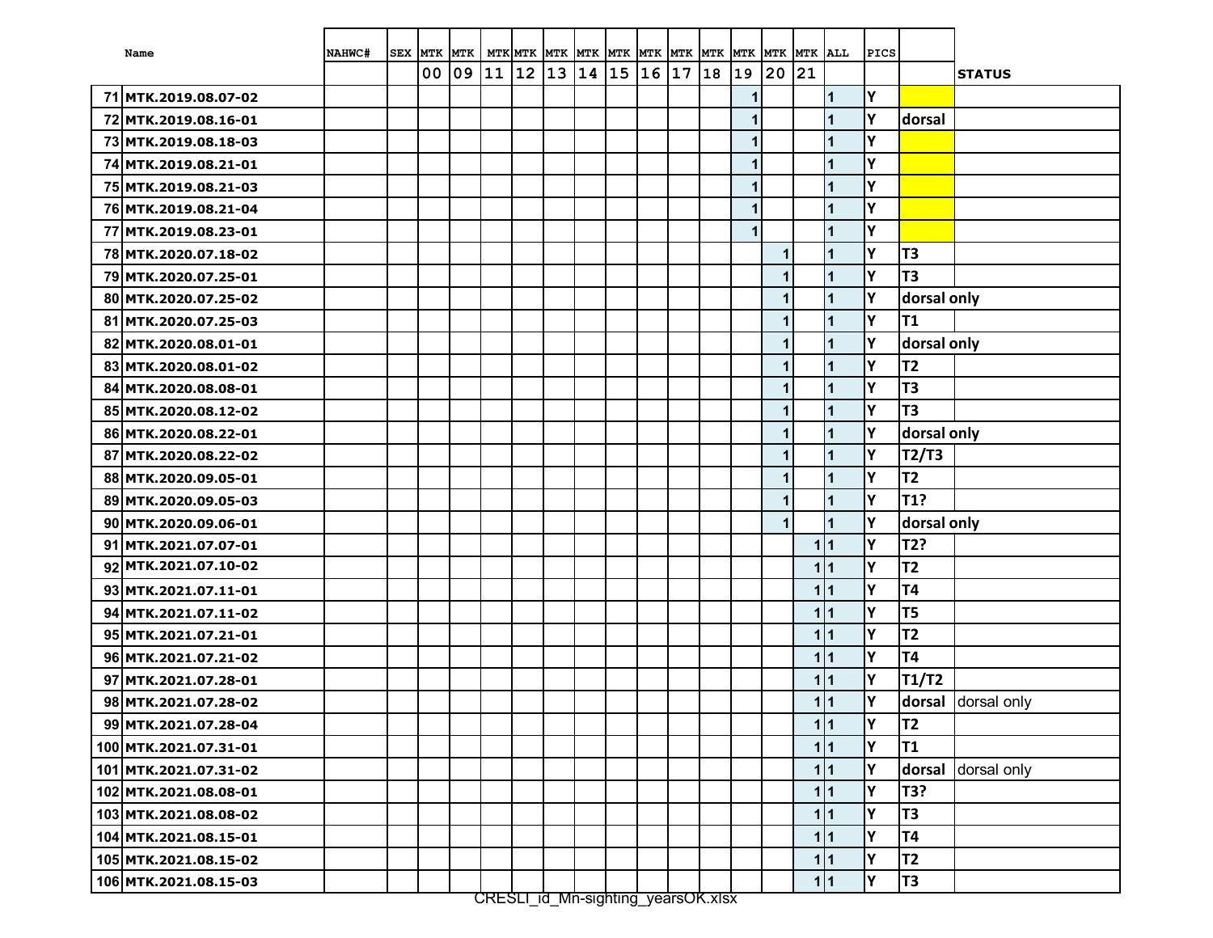| | Name | NAHWC# | SEX | MTK | MTK | MTK | MTK | MTK | MTK | MTK | MTK | MTK | MTK | MTK | MTK | MTK | ALL | PICS | | |
|---|---|---|---|---|---|---|---|---|---|---|---|---|---|---|---|---|---|---|---|---|
| | | | | 00 | 09 | 11 | 12 | 13 | 14 | 15 | 16 | 17 | 18 | 19 | 20 | 21 | | | | STATUS |
| 71 | MTK.2019.08.07-02 | | | | | | | | | | | | | 1 | | | 1 | Y | | |
| 72 | MTK.2019.08.16-01 | | | | | | | | | | | | | 1 | | | 1 | Y | dorsal | |
| 73 | MTK.2019.08.18-03 | | | | | | | | | | | | | 1 | | | 1 | Y | | |
| 74 | MTK.2019.08.21-01 | | | | | | | | | | | | | 1 | | | 1 | Y | | |
| 75 | MTK.2019.08.21-03 | | | | | | | | | | | | | 1 | | | 1 | Y | | |
| 76 | MTK.2019.08.21-04 | | | | | | | | | | | | | 1 | | | 1 | Y | | |
| 77 | MTK.2019.08.23-01 | | | | | | | | | | | | | 1 | | | 1 | Y | | |
| 78 | MTK.2020.07.18-02 | | | | | | | | | | | | | | 1 | | 1 | Y | T3 | |
| 79 | MTK.2020.07.25-01 | | | | | | | | | | | | | | 1 | | 1 | Y | T3 | |
| 80 | MTK.2020.07.25-02 | | | | | | | | | | | | | | 1 | | 1 | Y | dorsal only | |
| 81 | MTK.2020.07.25-03 | | | | | | | | | | | | | | 1 | | 1 | Y | T1 | |
| 82 | MTK.2020.08.01-01 | | | | | | | | | | | | | | 1 | | 1 | Y | dorsal only | |
| 83 | MTK.2020.08.01-02 | | | | | | | | | | | | | | 1 | | 1 | Y | T2 | |
| 84 | MTK.2020.08.08-01 | | | | | | | | | | | | | | 1 | | 1 | Y | T3 | |
| 85 | MTK.2020.08.12-02 | | | | | | | | | | | | | | 1 | | 1 | Y | T3 | |
| 86 | MTK.2020.08.22-01 | | | | | | | | | | | | | | 1 | | 1 | Y | dorsal only | |
| 87 | MTK.2020.08.22-02 | | | | | | | | | | | | | | 1 | | 1 | Y | T2/T3 | |
| 88 | MTK.2020.09.05-01 | | | | | | | | | | | | | | 1 | | 1 | Y | T2 | |
| 89 | MTK.2020.09.05-03 | | | | | | | | | | | | | | 1 | | 1 | Y | T1? | |
| 90 | MTK.2020.09.06-01 | | | | | | | | | | | | | | 1 | | 1 | Y | dorsal only | |
| 91 | MTK.2021.07.07-01 | | | | | | | | | | | | | | | 1 | 1 | Y | T2? | |
| 92 | MTK.2021.07.10-02 | | | | | | | | | | | | | | | 1 | 1 | Y | T2 | |
| 93 | MTK.2021.07.11-01 | | | | | | | | | | | | | | | 1 | 1 | Y | T4 | |
| 94 | MTK.2021.07.11-02 | | | | | | | | | | | | | | | 1 | 1 | Y | T5 | |
| 95 | MTK.2021.07.21-01 | | | | | | | | | | | | | | | 1 | 1 | Y | T2 | |
| 96 | MTK.2021.07.21-02 | | | | | | | | | | | | | | | 1 | 1 | Y | T4 | |
| 97 | MTK.2021.07.28-01 | | | | | | | | | | | | | | | 1 | 1 | Y | T1/T2 | |
| 98 | MTK.2021.07.28-02 | | | | | | | | | | | | | | | 1 | 1 | Y | dorsal | dorsal only |
| 99 | MTK.2021.07.28-04 | | | | | | | | | | | | | | | 1 | 1 | Y | T2 | |
| 100 | MTK.2021.07.31-01 | | | | | | | | | | | | | | | 1 | 1 | Y | T1 | |
| 101 | MTK.2021.07.31-02 | | | | | | | | | | | | | | | 1 | 1 | Y | dorsal | dorsal only |
| 102 | MTK.2021.08.08-01 | | | | | | | | | | | | | | | 1 | 1 | Y | T3? | |
| 103 | MTK.2021.08.08-02 | | | | | | | | | | | | | | | 1 | 1 | Y | T3 | |
| 104 | MTK.2021.08.15-01 | | | | | | | | | | | | | | | 1 | 1 | Y | T4 | |
| 105 | MTK.2021.08.15-02 | | | | | | | | | | | | | | | 1 | 1 | Y | T2 | |
| 106 | MTK.2021.08.15-03 | | | | | | | | | | | | | | | 1 | 1 | Y | T3 | |

CRESLI_id_Mn-sighting_yearsOK.xlsx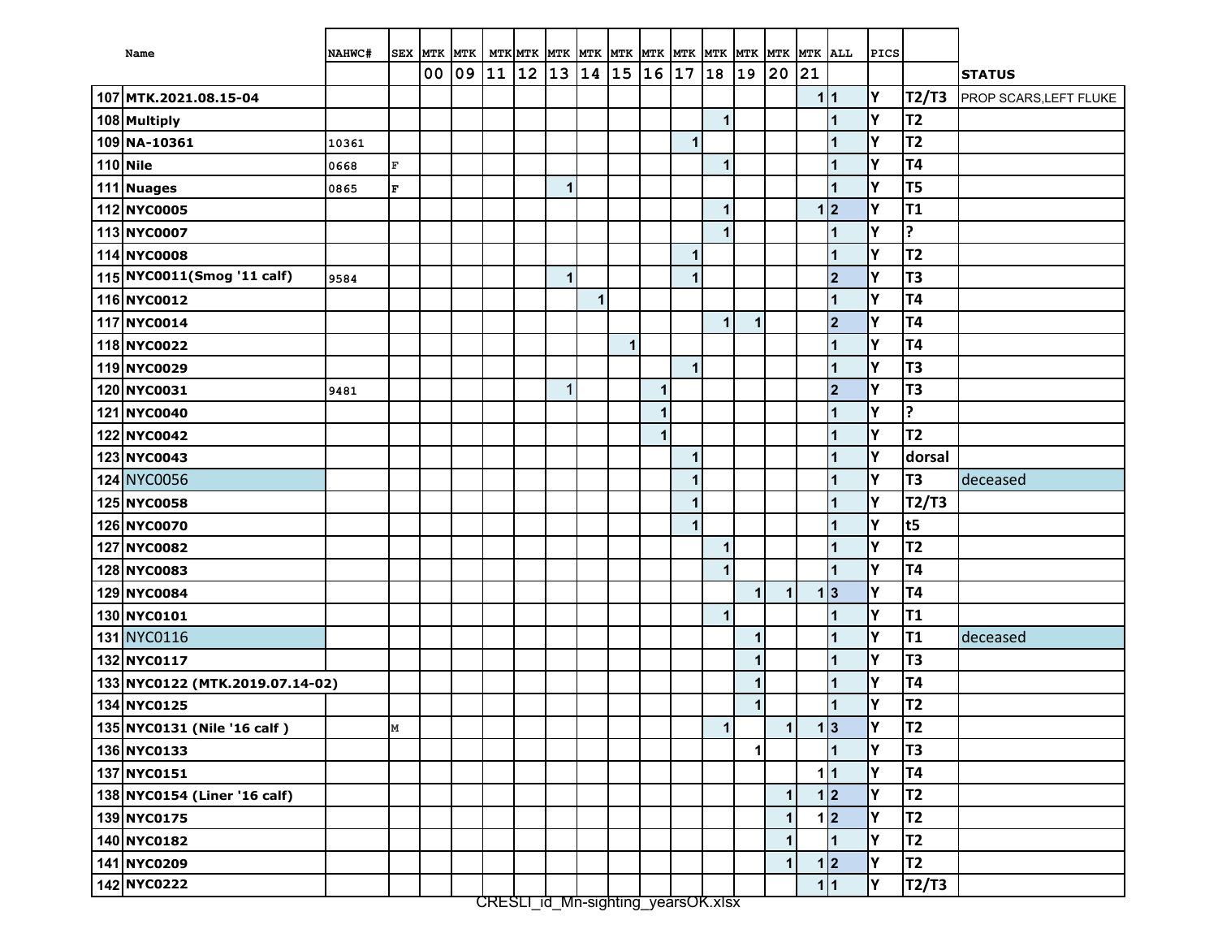| | Name | NAHWC# | SEX | MTK 00 | MTK 09 | MTK 11 | MTK 12 | MTK 13 | MTK 14 | MTK 15 | MTK 16 | MTK 17 | MTK 18 | MTK 19 | MTK 20 | MTK 21 | ALL | PICS | | STATUS |
|---|---|---|---|---|---|---|---|---|---|---|---|---|---|---|---|---|---|---|---|---|
| 107 | MTK.2021.08.15-04 | | | | | | | | | | | | | | | 1 | 1 | Y | T2/T3 | PROP SCARS,LEFT FLUKE |
| 108 | Multiply | | | | | | | | | | | | 1 | | | | 1 | Y | T2 | |
| 109 | NA-10361 | 10361 | | | | | | | | | | 1 | | | | | 1 | Y | T2 | |
| 110 | Nile | 0668 | F | | | | | | | | | | 1 | | | | 1 | Y | T4 | |
| 111 | Nuages | 0865 | F | | | | | 1 | | | | | | | | | 1 | Y | T5 | |
| 112 | NYC0005 | | | | | | | | | | | | 1 | | | 1 | 2 | Y | T1 | |
| 113 | NYC0007 | | | | | | | | | | | | 1 | | | | 1 | Y | ? | |
| 114 | NYC0008 | | | | | | | | | | | 1 | | | | | 1 | Y | T2 | |
| 115 | NYC0011(Smog '11 calf) | 9584 | | | | | | 1 | | | | 1 | | | | | 2 | Y | T3 | |
| 116 | NYC0012 | | | | | | | | 1 | | | | | | | | 1 | Y | T4 | |
| 117 | NYC0014 | | | | | | | | | | | | 1 | 1 | | | 2 | Y | T4 | |
| 118 | NYC0022 | | | | | | | | | 1 | | | | | | | 1 | Y | T4 | |
| 119 | NYC0029 | | | | | | | | | | | 1 | | | | | 1 | Y | T3 | |
| 120 | NYC0031 | 9481 | | | | | | 1 | | | 1 | | | | | | 2 | Y | T3 | |
| 121 | NYC0040 | | | | | | | | | | 1 | | | | | | 1 | Y | ? | |
| 122 | NYC0042 | | | | | | | | | | 1 | | | | | | 1 | Y | T2 | |
| 123 | NYC0043 | | | | | | | | | | | 1 | | | | | 1 | Y | dorsal | |
| 124 | NYC0056 | | | | | | | | | | | 1 | | | | | 1 | Y | T3 | deceased |
| 125 | NYC0058 | | | | | | | | | | | 1 | | | | | 1 | Y | T2/T3 | |
| 126 | NYC0070 | | | | | | | | | | | 1 | | | | | 1 | Y | t5 | |
| 127 | NYC0082 | | | | | | | | | | | | 1 | | | | 1 | Y | T2 | |
| 128 | NYC0083 | | | | | | | | | | | | 1 | | | | 1 | Y | T4 | |
| 129 | NYC0084 | | | | | | | | | | | | | 1 | 1 | 1 | 3 | Y | T4 | |
| 130 | NYC0101 | | | | | | | | | | | | 1 | | | | 1 | Y | T1 | |
| 131 | NYC0116 | | | | | | | | | | | | | 1 | | | 1 | Y | T1 | deceased |
| 132 | NYC0117 | | | | | | | | | | | | | 1 | | | 1 | Y | T3 | |
| 133 | NYC0122 (MTK.2019.07.14-02) | | | | | | | | | | | | | 1 | | | 1 | Y | T4 | |
| 134 | NYC0125 | | | | | | | | | | | | | 1 | | | 1 | Y | T2 | |
| 135 | NYC0131 (Nile '16 calf ) | | M | | | | | | | | | | 1 | | 1 | 1 | 3 | Y | T2 | |
| 136 | NYC0133 | | | | | | | | | | | | | 1 | | | 1 | Y | T3 | |
| 137 | NYC0151 | | | | | | | | | | | | | | | 1 | 1 | Y | T4 | |
| 138 | NYC0154 (Liner '16 calf) | | | | | | | | | | | | | | 1 | 1 | 2 | Y | T2 | |
| 139 | NYC0175 | | | | | | | | | | | | | | 1 | 1 | 2 | Y | T2 | |
| 140 | NYC0182 | | | | | | | | | | | | | | 1 | | 1 | Y | T2 | |
| 141 | NYC0209 | | | | | | | | | | | | | | 1 | 1 | 2 | Y | T2 | |
| 142 | NYC0222 | | | | | | | | | | | | | | | 1 | 1 | Y | T2/T3 | |

CRESLI_id_Mn-sighting_yearsOK.xlsx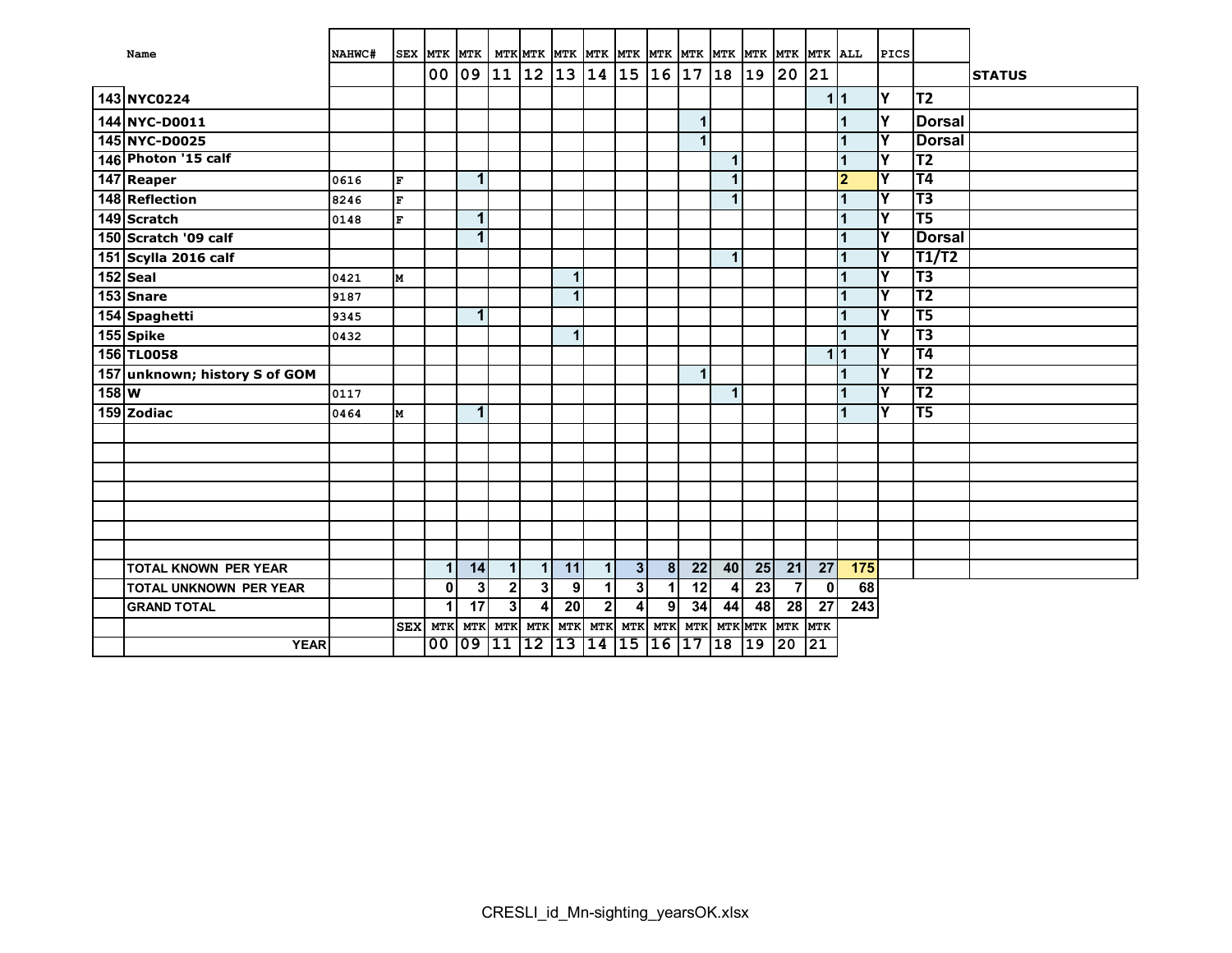| | Name | NAHWC# | SEX | MTK | MTK | MTK | MTK | MTK | MTK | MTK | MTK | MTK | MTK | MTK | MTK | MTK | ALL | PICS | | |
|---|---|---|---|---|---|---|---|---|---|---|---|---|---|---|---|---|---|---|---|---|
| | | | | 00 | 09 | 11 | 12 | 13 | 14 | 15 | 16 | 17 | 18 | 19 | 20 | 21 | | | | STATUS |
| 143 | NYC0224 | | | | | | | | | | | | | | | 1 | 1 | Y | T2 | |
| 144 | NYC-D0011 | | | | | | | | | | | 1 | | | | | 1 | Y | Dorsal | |
| 145 | NYC-D0025 | | | | | | | | | | | 1 | | | | | 1 | Y | Dorsal | |
| 146 | Photon '15 calf | | | | | | | | | | | | 1 | | | | 1 | Y | T2 | |
| 147 | Reaper | 0616 | F | | 1 | | | | | | | | 1 | | | | 2 | Y | T4 | |
| 148 | Reflection | 8246 | F | | | | | | | | | | 1 | | | | 1 | Y | T3 | |
| 149 | Scratch | 0148 | F | | 1 | | | | | | | | | | | | 1 | Y | T5 | |
| 150 | Scratch '09 calf | | | | 1 | | | | | | | | | | | | 1 | Y | Dorsal | |
| 151 | Scylla 2016 calf | | | | | | | | | | | | 1 | | | | 1 | Y | T1/T2 | |
| 152 | Seal | 0421 | M | | | | | 1 | | | | | | | | | 1 | Y | T3 | |
| 153 | Snare | 9187 | | | | | | 1 | | | | | | | | | 1 | Y | T2 | |
| 154 | Spaghetti | 9345 | | | 1 | | | | | | | | | | | | 1 | Y | T5 | |
| 155 | Spike | 0432 | | | | | | 1 | | | | | | | | | 1 | Y | T3 | |
| 156 | TL0058 | | | | | | | | | | | | | | | 1 | 1 | Y | T4 | |
| 157 | unknown; history S of GOM | | | | | | | | | | | 1 | | | | | 1 | Y | T2 | |
| 158 | W | 0117 | | | | | | | | | | | 1 | | | | 1 | Y | T2 | |
| 159 | Zodiac | 0464 | M | | 1 | | | | | | | | | | | | 1 | Y | T5 | |
| | TOTAL KNOWN PER YEAR | | | 1 | 14 | 1 | 1 | 11 | 1 | 3 | 8 | 22 | 40 | 25 | 21 | 27 | 175 | | | |
| | TOTAL UNKNOWN PER YEAR | | | 0 | 3 | 2 | 3 | 9 | 1 | 3 | 1 | 12 | 4 | 23 | 7 | 0 | 68 | | | |
| | GRAND TOTAL | | | 1 | 17 | 3 | 4 | 20 | 2 | 4 | 9 | 34 | 44 | 48 | 28 | 27 | 243 | | | |
| | | | SEX | MTK | MTK | MTK | MTK | MTK | MTK | MTK | MTK | MTK | MTK | MTK | MTK | MTK | | | | |
| | YEAR | | | 00 | 09 | 11 | 12 | 13 | 14 | 15 | 16 | 17 | 18 | 19 | 20 | 21 | | | | |